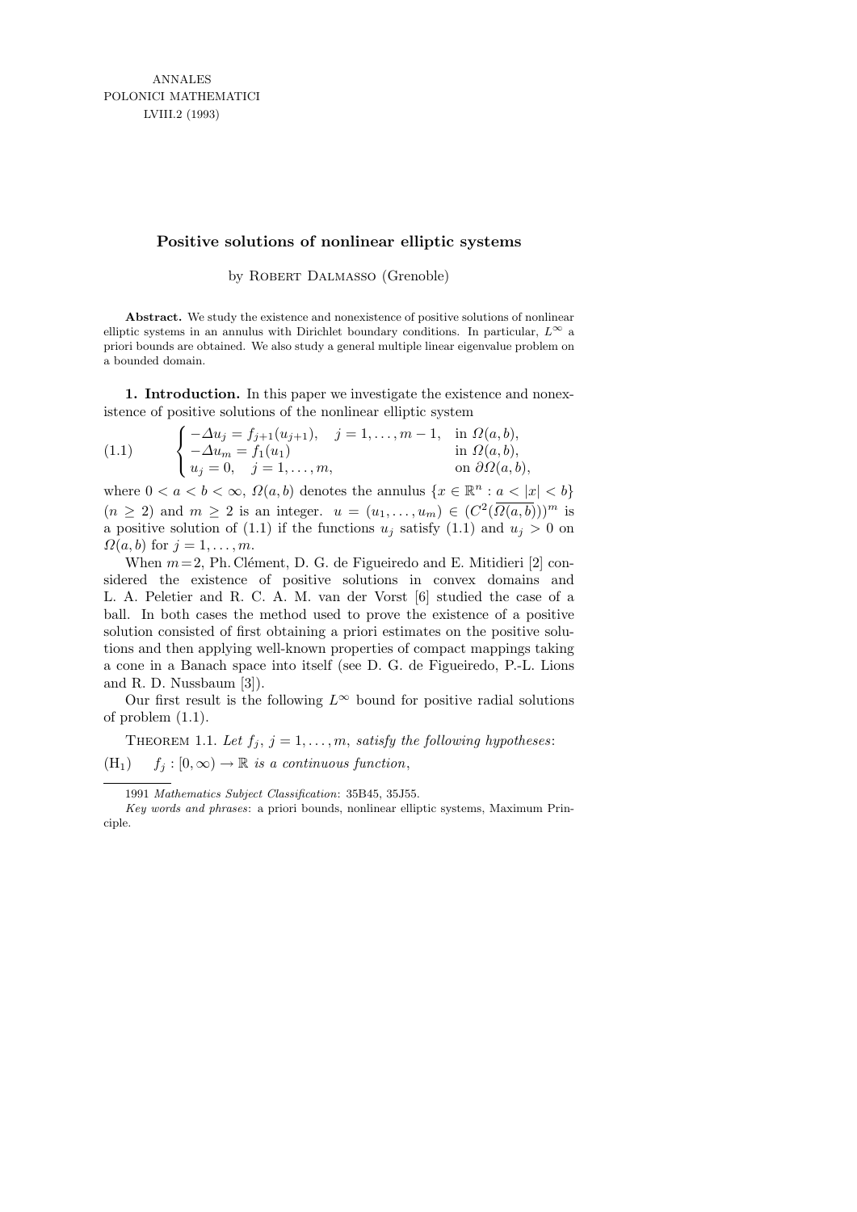# Positive solutions of nonlinear elliptic systems

by Robert Dalmasso (Grenoble)

**Abstract.** We study the existence and nonexistence of positive solutions of nonlinear elliptic systems in an annulus with Dirichlet boundary conditions. In particular, $L^\infty$ a priori bounds are obtained. We also study a general multiple linear eigenvalue problem on a bounded domain.

**1. Introduction.** In this paper we investigate the existence and nonexistence of positive solutions of the nonlinear elliptic system

$$
(1.1) \qquad \begin{cases} -\Delta u_j = f_{j+1}(u_{j+1}), \quad j = 1, \ldots, m-1, & \text{in } \Omega(a,b), \\ -\Delta u_m = f_1(u_1) & \text{in } \Omega(a,b), \\ u_j = 0, \quad j = 1, \ldots, m, & \text{on } \partial\Omega(a,b), \end{cases}
$$

where $0 < a < b < \infty$, $\Omega(a,b)$ denotes the annulus $\{x \in \mathbb{R}^n : a < |x| < b\}$ ($n \geq 2$) and $m \geq 2$ is an integer. $u = (u_1, \ldots, u_m) \in (C^2(\overline{\Omega(a,b)}))^m$ is a positive solution of (1.1) if the functions $u_j$ satisfy (1.1) and $u_j > 0$ on $\Omega(a,b)$ for $j = 1, \ldots, m$.

When $m = 2$, Ph. Clément, D. G. de Figueiredo and E. Mitidieri [2] considered the existence of positive solutions in convex domains and L. A. Peletier and R. C. A. M. van der Vorst [6] studied the case of a ball. In both cases the method used to prove the existence of a positive solution consisted of first obtaining a priori estimates on the positive solutions and then applying well-known properties of compact mappings taking a cone in a Banach space into itself (see D. G. de Figueiredo, P.-L. Lions and R. D. Nussbaum [3]).

Our first result is the following $L^\infty$ bound for positive radial solutions of problem (1.1).

Theorem 1.1. *Let $f_j$, $j = 1, \ldots, m$, satisfy the following hypotheses*:

(H$_1$) $\quad$ *$f_j : [0, \infty) \to \mathbb{R}$ is a continuous function*,

---

1991 *Mathematics Subject Classification*: 35B45, 35J55.

*Key words and phrases*: a priori bounds, nonlinear elliptic systems, Maximum Principle.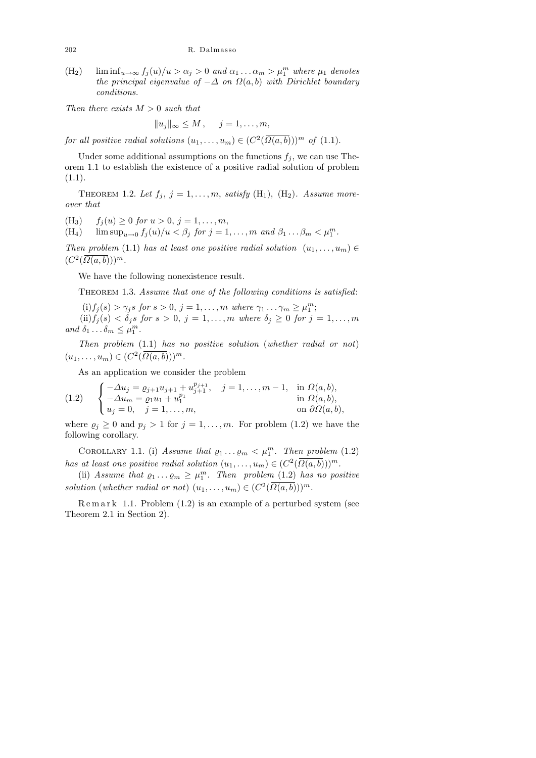(H$_2$) $\liminf_{u\to\infty} f_j(u)/u > \alpha_j > 0$ and $\alpha_1 \ldots \alpha_m > \mu_1^m$ where $\mu_1$ denotes the principal eigenvalue of $-\Delta$ on $\Omega(a,b)$ with Dirichlet boundary conditions.

*Then there exists $M > 0$ such that*

$$\|u_j\|_\infty \le M, \quad j = 1, \ldots, m,$$

*for all positive radial solutions $(u_1, \ldots, u_m) \in (C^2(\overline{\Omega(a,b)}))^m$ of* (1.1).

Under some additional assumptions on the functions $f_j$, we can use Theorem 1.1 to establish the existence of a positive radial solution of problem (1.1).

THEOREM 1.2. *Let $f_j$, $j = 1, \ldots, m$, satisfy* (H$_1$), (H$_2$). *Assume moreover that*

(H$_3$) $f_j(u) \ge 0$ for $u > 0$, $j = 1, \ldots, m$,

(H$_4$) $\limsup_{u\to 0} f_j(u)/u < \beta_j$ for $j = 1, \ldots, m$ and $\beta_1 \ldots \beta_m < \mu_1^m$.

*Then problem* (1.1) *has at least one positive radial solution $(u_1, \ldots, u_m) \in (C^2(\overline{\Omega(a,b)}))^m$.*

We have the following nonexistence result.

THEOREM 1.3. *Assume that one of the following conditions is satisfied*:

(i) $f_j(s) > \gamma_j s$ *for* $s > 0$, $j = 1, \ldots, m$ *where* $\gamma_1 \ldots \gamma_m \ge \mu_1^m$;

(ii) $f_j(s) < \delta_j s$ *for* $s > 0$, $j = 1, \ldots, m$ *where* $\delta_j \ge 0$ *for* $j = 1, \ldots, m$ *and* $\delta_1 \ldots \delta_m \le \mu_1^m$.

*Then problem* (1.1) *has no positive solution* (*whether radial or not*) $(u_1, \ldots, u_m) \in (C^2(\overline{\Omega(a,b)}))^m$.

As an application we consider the problem

$$(1.2) \qquad \begin{cases} -\Delta u_j = \varrho_{j+1} u_{j+1} + u_{j+1}^{p_{j+1}}, \quad j = 1, \ldots, m-1, & \text{in } \Omega(a,b), \\ -\Delta u_m = \varrho_1 u_1 + u_1^{p_1} & \text{in } \Omega(a,b), \\ u_j = 0, \quad j = 1, \ldots, m, & \text{on } \partial\Omega(a,b), \end{cases}$$

where $\varrho_j \ge 0$ and $p_j > 1$ for $j = 1, \ldots, m$. For problem (1.2) we have the following corollary.

COROLLARY 1.1. (i) *Assume that $\varrho_1 \ldots \varrho_m < \mu_1^m$. Then problem* (1.2) *has at least one positive radial solution $(u_1, \ldots, u_m) \in (C^2(\overline{\Omega(a,b)}))^m$.*

(ii) *Assume that $\varrho_1 \ldots \varrho_m \ge \mu_1^m$. Then problem* (1.2) *has no positive solution* (*whether radial or not*) $(u_1, \ldots, u_m) \in (C^2(\overline{\Omega(a,b)}))^m$.

Remark 1.1. Problem (1.2) is an example of a perturbed system (see Theorem 2.1 in Section 2).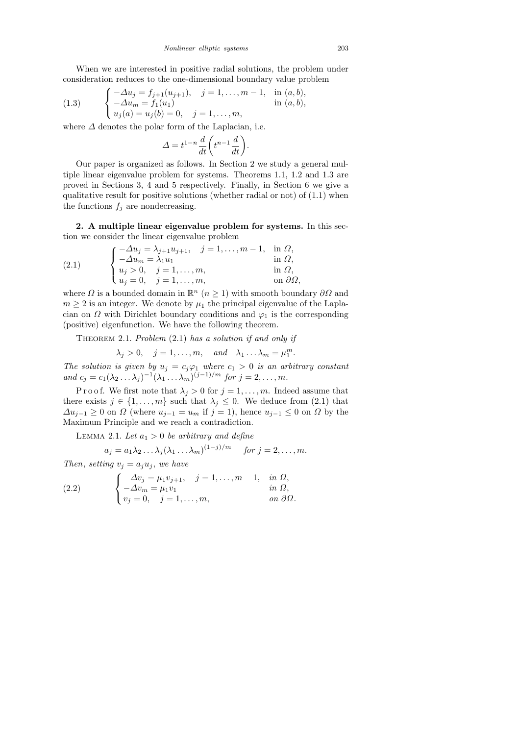When we are interested in positive radial solutions, the problem under consideration reduces to the one-dimensional boundary value problem

$$
(1.3)\qquad \begin{cases} -\Delta u_j = f_{j+1}(u_{j+1}), \quad j=1,\ldots,m-1, & \text{in } (a,b),\\ -\Delta u_m = f_1(u_1) & \text{in } (a,b),\\ u_j(a)=u_j(b)=0, \quad j=1,\ldots,m, \end{cases}
$$

where $\Delta$ denotes the polar form of the Laplacian, i.e.

$$
\Delta = t^{1-n}\frac{d}{dt}\biggl(t^{n-1}\frac{d}{dt}\biggr).
$$

Our paper is organized as follows. In Section 2 we study a general multiple linear eigenvalue problem for systems. Theorems 1.1, 1.2 and 1.3 are proved in Sections 3, 4 and 5 respectively. Finally, in Section 6 we give a qualitative result for positive solutions (whether radial or not) of (1.1) when the functions $f_j$ are nondecreasing.

**2. A multiple linear eigenvalue problem for systems.** In this section we consider the linear eigenvalue problem

$$
(2.1)\qquad \begin{cases} -\Delta u_j = \lambda_{j+1}u_{j+1}, \quad j=1,\ldots,m-1, & \text{in } \Omega,\\ -\Delta u_m = \lambda_1 u_1 & \text{in } \Omega,\\ u_j>0, \quad j=1,\ldots,m, & \text{in } \Omega,\\ u_j=0, \quad j=1,\ldots,m, & \text{on } \partial\Omega, \end{cases}
$$

where $\Omega$ is a bounded domain in $\mathbb{R}^n$ ($n\ge 1$) with smooth boundary $\partial\Omega$ and $m\ge 2$ is an integer. We denote by $\mu_1$ the principal eigenvalue of the Laplacian on $\Omega$ with Dirichlet boundary conditions and $\varphi_1$ is the corresponding (positive) eigenfunction. We have the following theorem.

Theorem 2.1. *Problem* (2.1) *has a solution if and only if*

$$
\lambda_j>0, \quad j=1,\ldots,m, \quad \textit{and} \quad \lambda_1\ldots\lambda_m=\mu_1^m.
$$

*The solution is given by $u_j = c_j\varphi_1$ where $c_1>0$ is an arbitrary constant and $c_j = c_1(\lambda_2\ldots\lambda_j)^{-1}(\lambda_1\ldots\lambda_m)^{(j-1)/m}$ for $j=2,\ldots,m$.*

Proof. We first note that $\lambda_j>0$ for $j=1,\ldots,m$. Indeed assume that there exists $j\in\{1,\ldots,m\}$ such that $\lambda_j\le 0$. We deduce from (2.1) that $\Delta u_{j-1}\ge 0$ on $\Omega$ (where $u_{j-1}=u_m$ if $j=1$), hence $u_{j-1}\le 0$ on $\Omega$ by the Maximum Principle and we reach a contradiction.

Lemma 2.1. *Let $a_1>0$ be arbitrary and define*

$$
a_j = a_1\lambda_2\ldots\lambda_j(\lambda_1\ldots\lambda_m)^{(1-j)/m} \quad \textit{for } j=2,\ldots,m.
$$

*Then, setting $v_j=a_ju_j$, we have*

$$
(2.2)\qquad \begin{cases} -\Delta v_j = \mu_1 v_{j+1}, \quad j=1,\ldots,m-1, & \textit{in } \Omega,\\ -\Delta v_m = \mu_1 v_1 & \textit{in } \Omega,\\ v_j=0, \quad j=1,\ldots,m, & \textit{on } \partial\Omega. \end{cases}
$$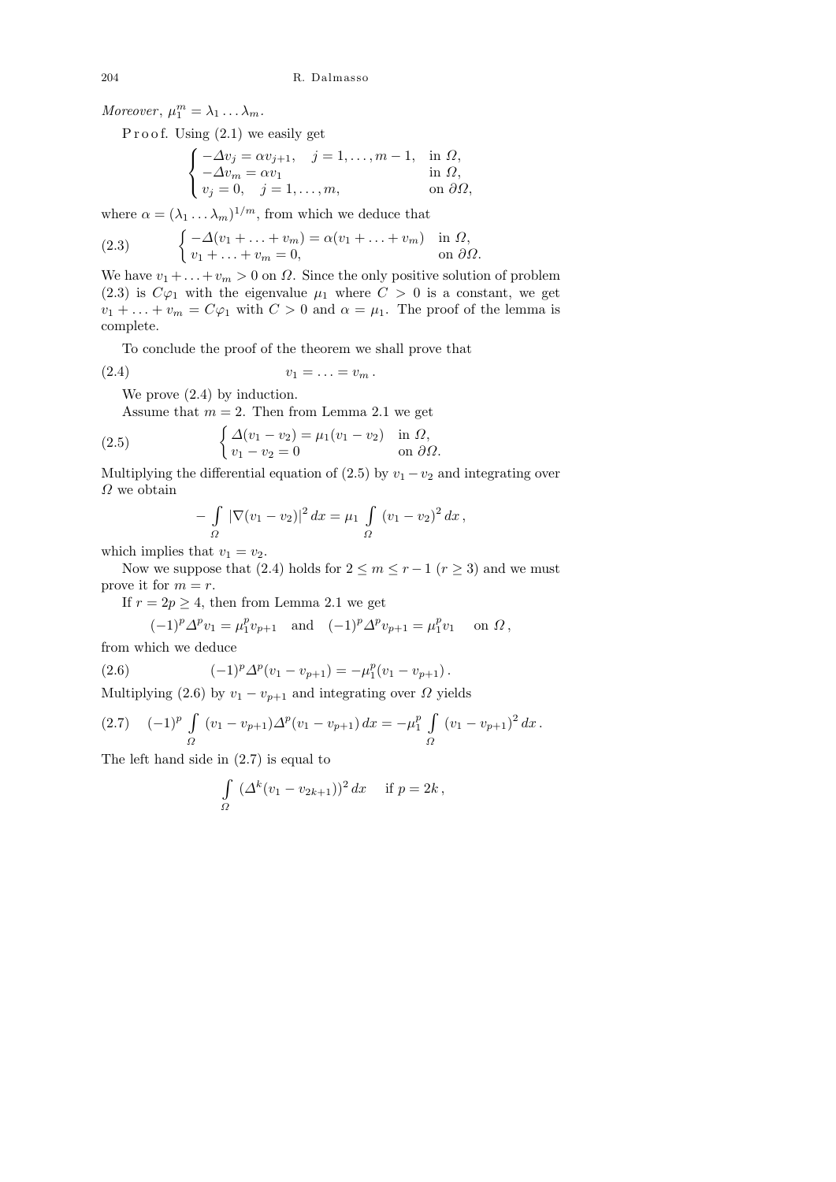*Moreover*, $\mu_1^m = \lambda_1 \ldots \lambda_m$.

P r o o f. Using (2.1) we easily get

$$\begin{cases} -\Delta v_j = \alpha v_{j+1}, \quad j = 1, \ldots, m-1, & \text{in } \Omega, \\ -\Delta v_m = \alpha v_1 & \text{in } \Omega, \\ v_j = 0, \quad j = 1, \ldots, m, & \text{on } \partial\Omega, \end{cases}$$

where $\alpha = (\lambda_1 \ldots \lambda_m)^{1/m}$, from which we deduce that

$$\begin{cases} -\Delta(v_1 + \ldots + v_m) = \alpha(v_1 + \ldots + v_m) & \text{in } \Omega, \\ v_1 + \ldots + v_m = 0, & \text{on } \partial\Omega. \end{cases} \tag{2.3}$$

We have $v_1 + \ldots + v_m > 0$ on $\Omega$. Since the only positive solution of problem (2.3) is $C\varphi_1$ with the eigenvalue $\mu_1$ where $C > 0$ is a constant, we get $v_1 + \ldots + v_m = C\varphi_1$ with $C > 0$ and $\alpha = \mu_1$. The proof of the lemma is complete.

To conclude the proof of the theorem we shall prove that

$$v_1 = \ldots = v_m\,. \tag{2.4}$$

We prove (2.4) by induction.

Assume that $m = 2$. Then from Lemma 2.1 we get

$$\begin{cases} \Delta(v_1 - v_2) = \mu_1(v_1 - v_2) & \text{in } \Omega, \\ v_1 - v_2 = 0 & \text{on } \partial\Omega. \end{cases} \tag{2.5}$$

Multiplying the differential equation of (2.5) by $v_1 - v_2$ and integrating over $\Omega$ we obtain

$$-\int_\Omega |\nabla(v_1 - v_2)|^2\, dx = \mu_1 \int_\Omega (v_1 - v_2)^2\, dx\,,$$

which implies that $v_1 = v_2$.

Now we suppose that (2.4) holds for $2 \le m \le r - 1$ ($r \ge 3$) and we must prove it for $m = r$.

If $r = 2p \ge 4$, then from Lemma 2.1 we get

$$(-1)^p \Delta^p v_1 = \mu_1^p v_{p+1} \quad \text{and} \quad (-1)^p \Delta^p v_{p+1} = \mu_1^p v_1 \quad \text{ on } \Omega\,,$$

from which we deduce

$$(-1)^p \Delta^p(v_1 - v_{p+1}) = -\mu_1^p(v_1 - v_{p+1})\,. \tag{2.6}$$

Multiplying (2.6) by $v_1 - v_{p+1}$ and integrating over $\Omega$ yields

$$(-1)^p \int_\Omega (v_1 - v_{p+1})\Delta^p(v_1 - v_{p+1})\, dx = -\mu_1^p \int_\Omega (v_1 - v_{p+1})^2\, dx\,. \tag{2.7}$$

The left hand side in (2.7) is equal to

$$\int_\Omega (\Delta^k(v_1 - v_{2k+1}))^2\, dx \quad \text{ if } p = 2k\,,$$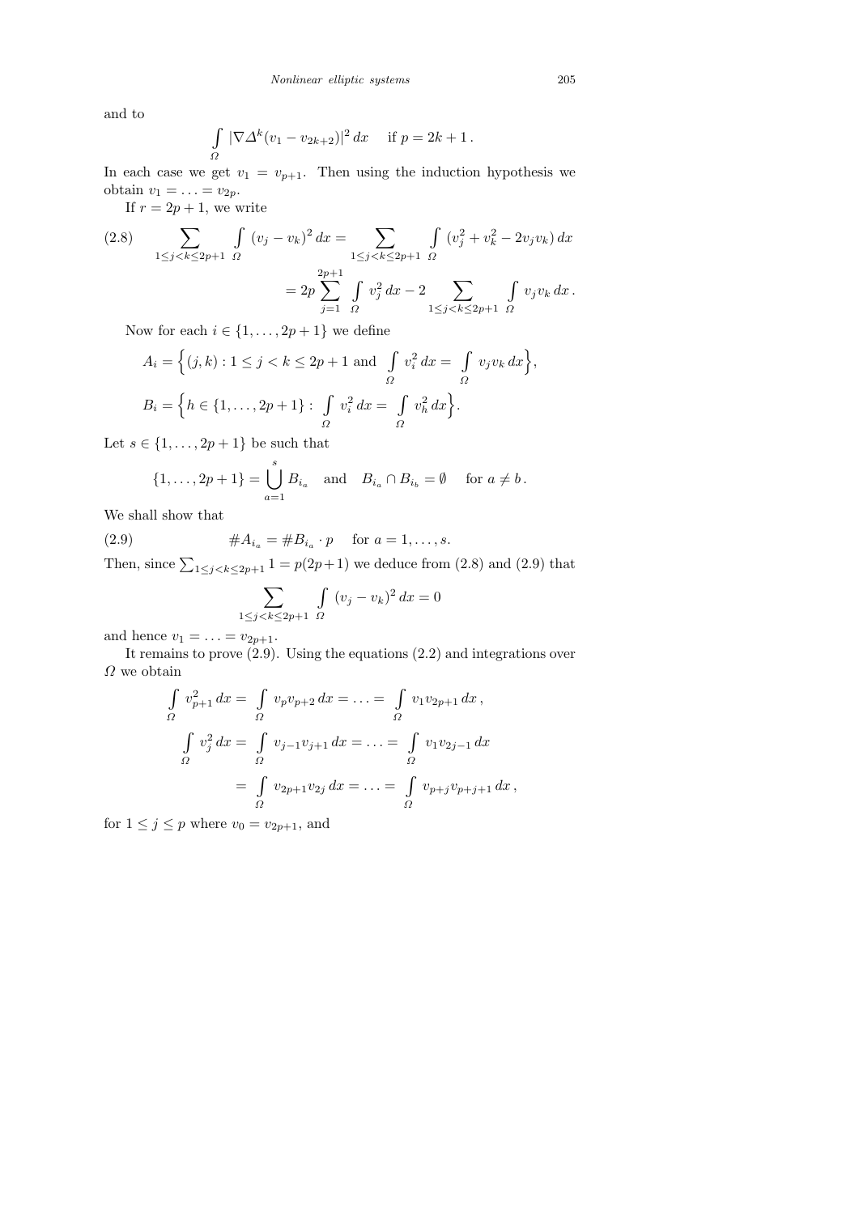and to

$$\int_{\Omega} |\nabla \Delta^k (v_1 - v_{2k+2})|^2 \, dx \quad \text{if } p = 2k+1\,.$$

In each case we get $v_1 = v_{p+1}$. Then using the induction hypothesis we obtain $v_1 = \ldots = v_{2p}$.

If $r = 2p+1$, we write

$$\tag{2.8} \sum_{1 \le j < k \le 2p+1} \int_{\Omega} (v_j - v_k)^2 \, dx = \sum_{1 \le j < k \le 2p+1} \int_{\Omega} (v_j^2 + v_k^2 - 2 v_j v_k) \, dx$$
$$= 2p \sum_{j=1}^{2p+1} \int_{\Omega} v_j^2 \, dx - 2 \sum_{1 \le j < k \le 2p+1} \int_{\Omega} v_j v_k \, dx\,.$$

Now for each $i \in \{1, \ldots, 2p+1\}$ we define

$$A_i = \Big\{ (j,k) : 1 \le j < k \le 2p+1 \text{ and } \int_{\Omega} v_i^2 \, dx = \int_{\Omega} v_j v_k \, dx \Big\},$$

$$B_i = \Big\{ h \in \{1, \ldots, 2p+1\} : \int_{\Omega} v_i^2 \, dx = \int_{\Omega} v_h^2 \, dx \Big\}.$$

Let $s \in \{1, \ldots, 2p+1\}$ be such that

$$\{1, \ldots, 2p+1\} = \bigcup_{a=1}^{s} B_{i_a} \quad \text{and} \quad B_{i_a} \cap B_{i_b} = \emptyset \quad \text{for } a \ne b\,.$$

We shall show that

$$\tag{2.9} \# A_{i_a} = \# B_{i_a} \cdot p \quad \text{for } a = 1, \ldots, s.$$

Then, since $\sum_{1 \le j < k \le 2p+1} 1 = p(2p+1)$ we deduce from (2.8) and (2.9) that

$$\sum_{1 \le j < k \le 2p+1} \int_{\Omega} (v_j - v_k)^2 \, dx = 0$$

and hence $v_1 = \ldots = v_{2p+1}$.

It remains to prove (2.9). Using the equations (2.2) and integrations over $\Omega$ we obtain

$$\int_{\Omega} v_{p+1}^2 \, dx = \int_{\Omega} v_p v_{p+2} \, dx = \ldots = \int_{\Omega} v_1 v_{2p+1} \, dx\,,$$

$$\int_{\Omega} v_j^2 \, dx = \int_{\Omega} v_{j-1} v_{j+1} \, dx = \ldots = \int_{\Omega} v_1 v_{2j-1} \, dx$$
$$= \int_{\Omega} v_{2p+1} v_{2j} \, dx = \ldots = \int_{\Omega} v_{p+j} v_{p+j+1} \, dx\,,$$

for $1 \le j \le p$ where $v_0 = v_{2p+1}$, and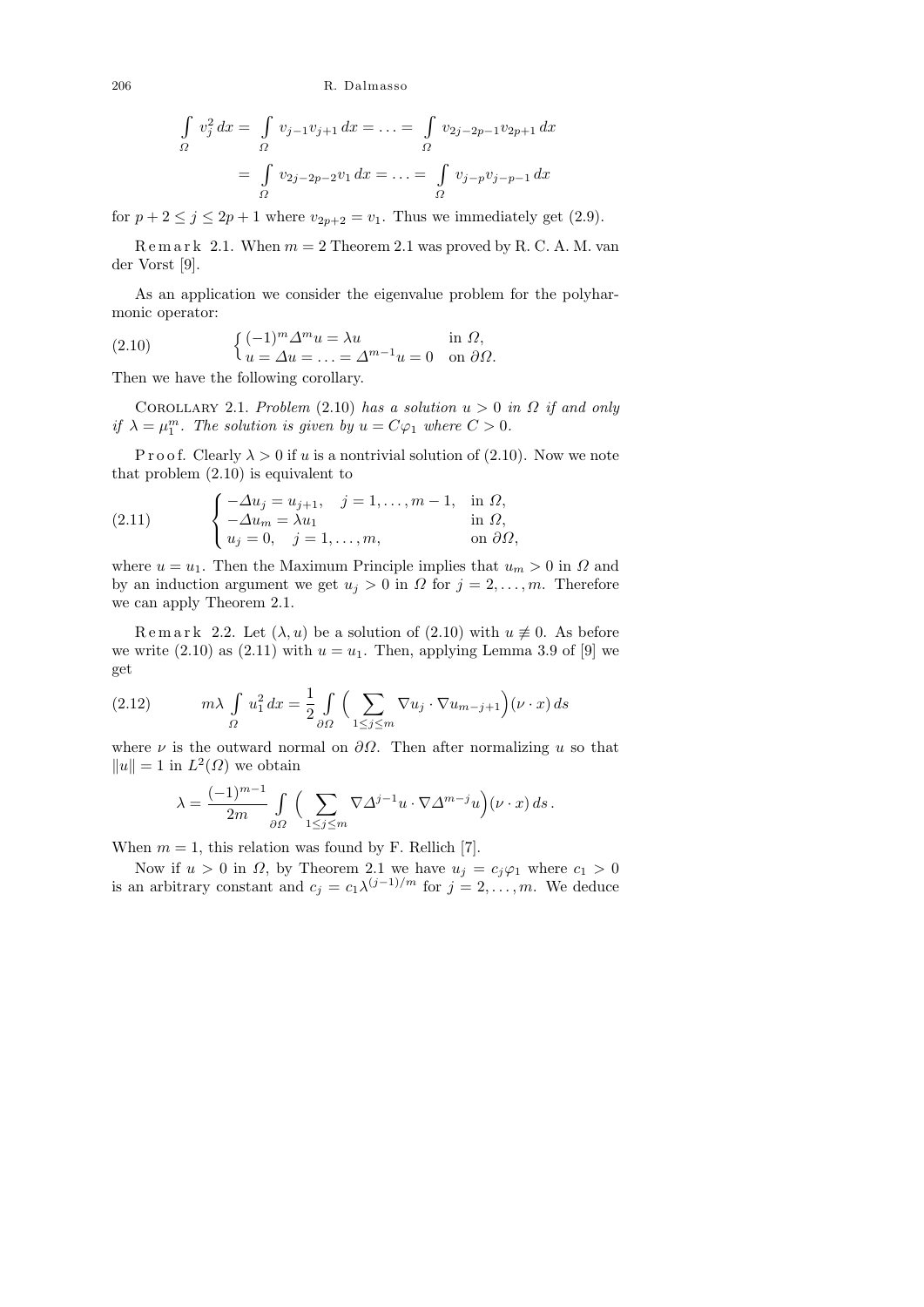$$\int\limits_{\Omega} v_j^2\,dx = \int\limits_{\Omega} v_{j-1}v_{j+1}\,dx = \ldots = \int\limits_{\Omega} v_{2j-2p-1}v_{2p+1}\,dx$$

$$= \int\limits_{\Omega} v_{2j-2p-2}v_1\,dx = \ldots = \int\limits_{\Omega} v_{j-p}v_{j-p-1}\,dx$$

for $p+2 \le j \le 2p+1$ where $v_{2p+2} = v_1$. Thus we immediately get (2.9).

Remark 2.1. When $m = 2$ Theorem 2.1 was proved by R. C. A. M. van der Vorst [9].

As an application we consider the eigenvalue problem for the polyharmonic operator:

$$\begin{cases} (-1)^m \Delta^m u = \lambda u & \text{in } \Omega, \\ u = \Delta u = \ldots = \Delta^{m-1} u = 0 & \text{on } \partial\Omega. \end{cases} \tag{2.10}$$

Then we have the following corollary.

Corollary 2.1. *Problem* (2.10) *has a solution $u > 0$ in $\Omega$ if and only if $\lambda = \mu_1^m$. The solution is given by $u = C\varphi_1$ where $C > 0$.*

Proof. Clearly $\lambda > 0$ if $u$ is a nontrivial solution of (2.10). Now we note that problem (2.10) is equivalent to

$$\begin{cases} -\Delta u_j = u_{j+1}, \quad j = 1, \ldots, m-1, & \text{in } \Omega, \\ -\Delta u_m = \lambda u_1 & \text{in } \Omega, \\ u_j = 0, \quad j = 1, \ldots, m, & \text{on } \partial\Omega, \end{cases} \tag{2.11}$$

where $u = u_1$. Then the Maximum Principle implies that $u_m > 0$ in $\Omega$ and by an induction argument we get $u_j > 0$ in $\Omega$ for $j = 2, \ldots, m$. Therefore we can apply Theorem 2.1.

Remark 2.2. Let $(\lambda, u)$ be a solution of (2.10) with $u \not\equiv 0$. As before we write (2.10) as (2.11) with $u = u_1$. Then, applying Lemma 3.9 of [9] we get

$$m\lambda \int\limits_{\Omega} u_1^2\,dx = \frac{1}{2}\int\limits_{\partial\Omega} \Big(\sum_{1\le j\le m} \nabla u_j \cdot \nabla u_{m-j+1}\Big)(\nu\cdot x)\,ds \tag{2.12}$$

where $\nu$ is the outward normal on $\partial\Omega$. Then after normalizing $u$ so that $\|u\| = 1$ in $L^2(\Omega)$ we obtain

$$\lambda = \frac{(-1)^{m-1}}{2m}\int\limits_{\partial\Omega} \Big(\sum_{1\le j\le m} \nabla\Delta^{j-1}u \cdot \nabla\Delta^{m-j}u\Big)(\nu\cdot x)\,ds\,.$$

When $m = 1$, this relation was found by F. Rellich [7].

Now if $u > 0$ in $\Omega$, by Theorem 2.1 we have $u_j = c_j\varphi_1$ where $c_1 > 0$ is an arbitrary constant and $c_j = c_1\lambda^{(j-1)/m}$ for $j = 2, \ldots, m$. We deduce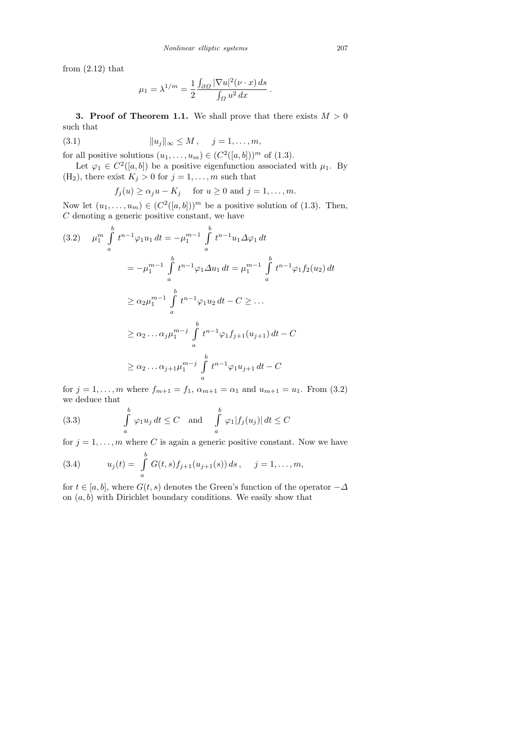from (2.12) that

$$\mu_1 = \lambda^{1/m} = \frac{1}{2} \frac{\int_{\partial\Omega} |\nabla u|^2 (\nu \cdot x)\, ds}{\int_\Omega u^2\, dx}.$$

**3. Proof of Theorem 1.1.** We shall prove that there exists $M > 0$ such that

$$\|u_j\|_\infty \le M, \quad j = 1, \ldots, m, \tag{3.1}$$

for all positive solutions $(u_1, \ldots, u_m) \in (C^2([a,b]))^m$ of (1.3).

Let $\varphi_1 \in C^2([a,b])$ be a positive eigenfunction associated with $\mu_1$. By $(\mathrm{H}_2)$, there exist $K_j > 0$ for $j = 1, \ldots, m$ such that

$$f_j(u) \ge \alpha_j u - K_j \quad \text{for } u \ge 0 \text{ and } j = 1, \ldots, m.$$

Now let $(u_1, \ldots, u_m) \in (C^2([a,b]))^m$ be a positive solution of (1.3). Then, $C$ denoting a generic positive constant, we have

$$\begin{aligned}
\mu_1^m \int_a^b t^{n-1} \varphi_1 u_1\, dt &= -\mu_1^{m-1} \int_a^b t^{n-1} u_1 \Delta \varphi_1\, dt \\
&= -\mu_1^{m-1} \int_a^b t^{n-1} \varphi_1 \Delta u_1\, dt = \mu_1^{m-1} \int_a^b t^{n-1} \varphi_1 f_2(u_2)\, dt \\
&\ge \alpha_2 \mu_1^{m-1} \int_a^b t^{n-1} \varphi_1 u_2\, dt - C \ge \ldots \\
&\ge \alpha_2 \ldots \alpha_j \mu_1^{m-j} \int_a^b t^{n-1} \varphi_1 f_{j+1}(u_{j+1})\, dt - C \\
&\ge \alpha_2 \ldots \alpha_{j+1} \mu_1^{m-j} \int_a^b t^{n-1} \varphi_1 u_{j+1}\, dt - C
\end{aligned} \tag{3.2}$$

for $j = 1, \ldots, m$ where $f_{m+1} = f_1$, $\alpha_{m+1} = \alpha_1$ and $u_{m+1} = u_1$. From (3.2) we deduce that

$$\int_a^b \varphi_1 u_j\, dt \le C \quad \text{and} \quad \int_a^b \varphi_1 |f_j(u_j)|\, dt \le C \tag{3.3}$$

for $j = 1, \ldots, m$ where $C$ is again a generic positive constant. Now we have

$$u_j(t) = \int_a^b G(t,s) f_{j+1}(u_{j+1}(s))\, ds, \quad j = 1, \ldots, m, \tag{3.4}$$

for $t \in [a,b]$, where $G(t,s)$ denotes the Green's function of the operator $-\Delta$ on $(a,b)$ with Dirichlet boundary conditions. We easily show that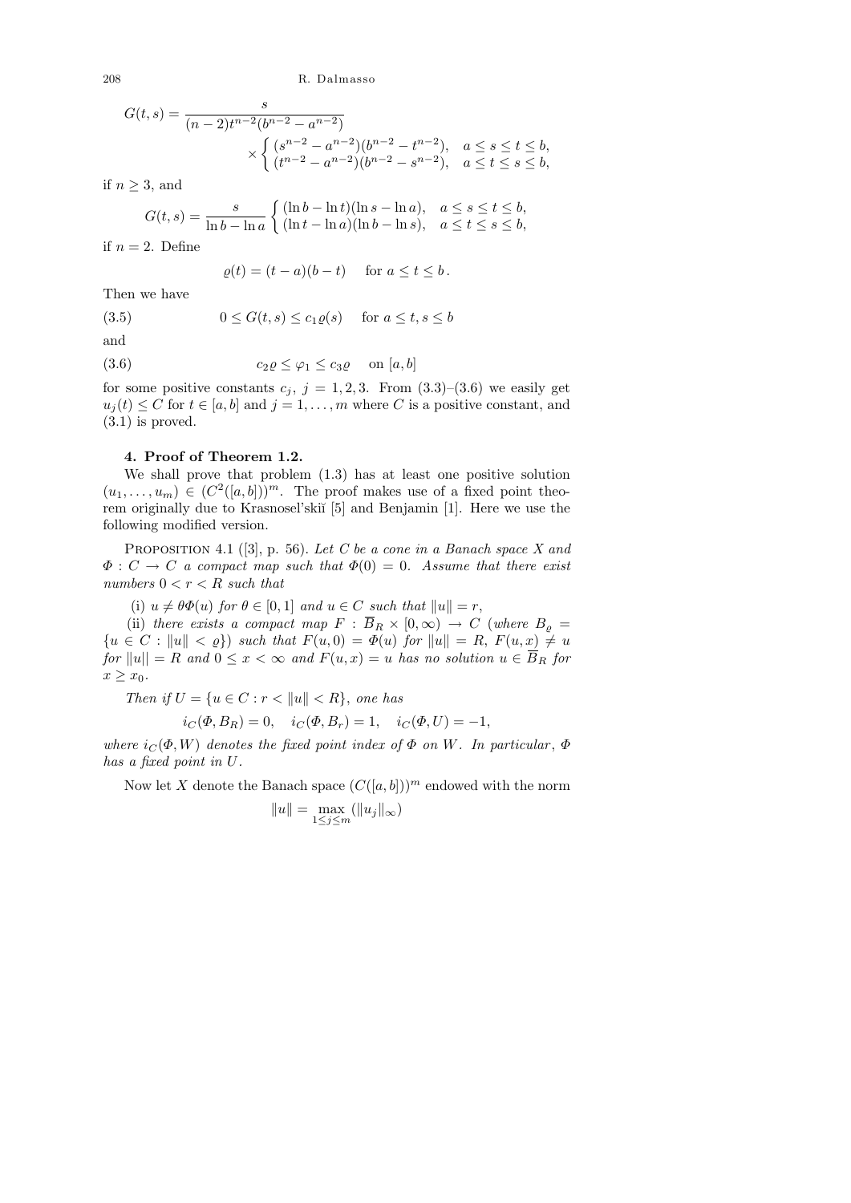$$G(t,s) = \frac{s}{(n-2)t^{n-2}(b^{n-2}-a^{n-2})} \times \begin{cases} (s^{n-2}-a^{n-2})(b^{n-2}-t^{n-2}), & a \le s \le t \le b, \\ (t^{n-2}-a^{n-2})(b^{n-2}-s^{n-2}), & a \le t \le s \le b, \end{cases}$$

if $n \ge 3$, and

$$G(t,s) = \frac{s}{\ln b - \ln a} \begin{cases} (\ln b - \ln t)(\ln s - \ln a), & a \le s \le t \le b, \\ (\ln t - \ln a)(\ln b - \ln s), & a \le t \le s \le b, \end{cases}$$

if $n = 2$. Define

$$\varrho(t) = (t-a)(b-t) \quad \text{for } a \le t \le b\,.$$

Then we have

$$0 \le G(t,s) \le c_1 \varrho(s) \quad \text{for } a \le t, s \le b \tag{3.5}$$

and

$$c_2 \varrho \le \varphi_1 \le c_3 \varrho \quad \text{on } [a,b] \tag{3.6}$$

for some positive constants $c_j$, $j = 1,2,3$. From (3.3)–(3.6) we easily get $u_j(t) \le C$ for $t \in [a,b]$ and $j = 1,\ldots,m$ where $C$ is a positive constant, and (3.1) is proved.

## 4. Proof of Theorem 1.2.

We shall prove that problem (1.3) has at least one positive solution $(u_1,\ldots,u_m) \in (C^2([a,b]))^m$. The proof makes use of a fixed point theorem originally due to Krasnosel'skiĭ [5] and Benjamin [1]. Here we use the following modified version.

Proposition 4.1 ([3], p. 56). *Let $C$ be a cone in a Banach space $X$ and $\Phi : C \to C$ a compact map such that $\Phi(0) = 0$. Assume that there exist numbers $0 < r < R$ such that*

(i) *$u \ne \theta\Phi(u)$ for $\theta \in [0,1]$ and $u \in C$ such that $\|u\| = r$,*

(ii) *there exists a compact map $F : \overline{B}_R \times [0,\infty) \to C$ (where $B_\varrho = \{u \in C : \|u\| < \varrho\}$) such that $F(u,0) = \Phi(u)$ for $\|u\| = R$, $F(u,x) \ne u$ for $\|u\| = R$ and $0 \le x < \infty$ and $F(u,x) = u$ has no solution $u \in \overline{B}_R$ for $x \ge x_0$.*

*Then if $U = \{u \in C : r < \|u\| < R\}$, one has*

$$i_C(\Phi, B_R) = 0, \quad i_C(\Phi, B_r) = 1, \quad i_C(\Phi, U) = -1,$$

*where $i_C(\Phi, W)$ denotes the fixed point index of $\Phi$ on $W$. In particular, $\Phi$ has a fixed point in $U$.*

Now let $X$ denote the Banach space $(C([a,b]))^m$ endowed with the norm

$$\|u\| = \max_{1 \le j \le m} (\|u_j\|_\infty)$$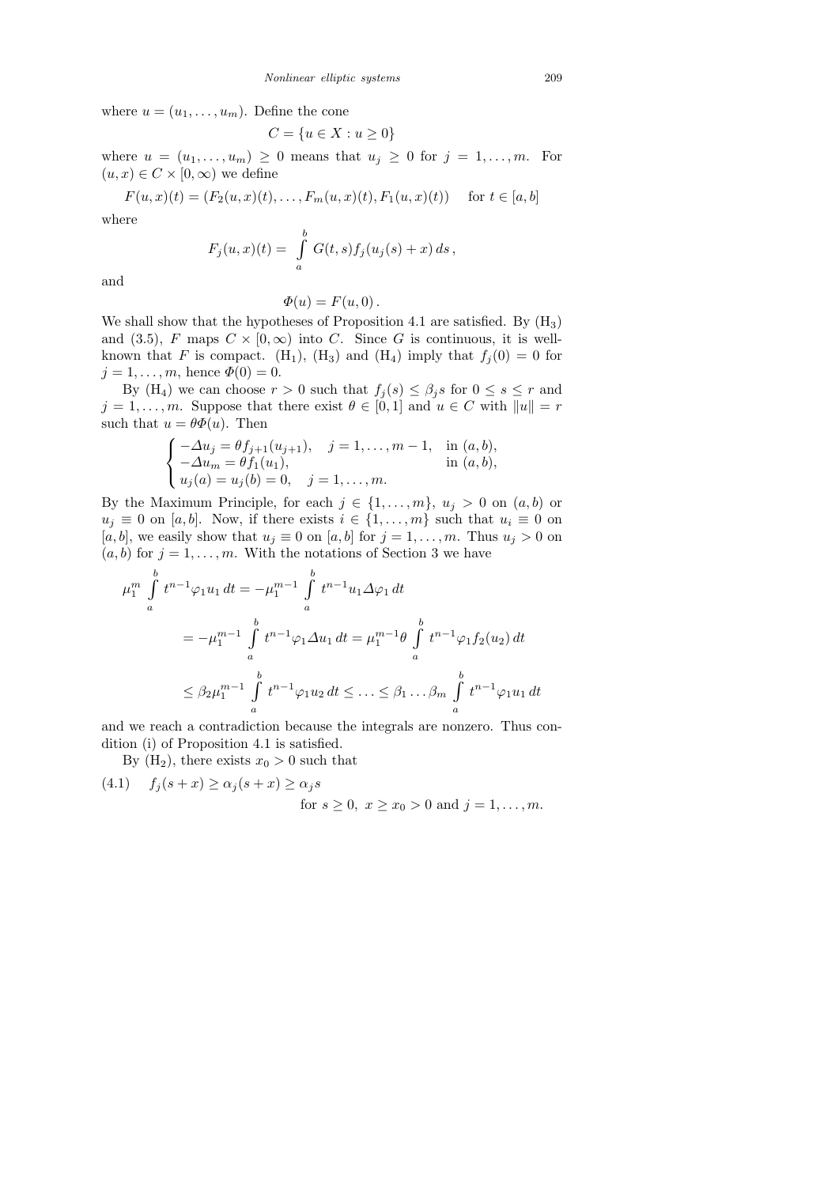where $u = (u_1, \ldots, u_m)$. Define the cone

$$C = \{u \in X : u \geq 0\}$$

where $u = (u_1, \ldots, u_m) \geq 0$ means that $u_j \geq 0$ for $j = 1, \ldots, m$. For $(u, x) \in C \times [0, \infty)$ we define

$$F(u, x)(t) = (F_2(u, x)(t), \ldots, F_m(u, x)(t), F_1(u, x)(t)) \quad \text{for } t \in [a, b]$$

where

$$F_j(u, x)(t) = \int_a^b G(t, s) f_j(u_j(s) + x)\, ds\,,$$

and

$$\Phi(u) = F(u, 0)\,.$$

We shall show that the hypotheses of Proposition 4.1 are satisfied. By $(\mathrm{H}_3)$ and (3.5), $F$ maps $C \times [0, \infty)$ into $C$. Since $G$ is continuous, it is well-known that $F$ is compact. $(\mathrm{H}_1)$, $(\mathrm{H}_3)$ and $(\mathrm{H}_4)$ imply that $f_j(0) = 0$ for $j = 1, \ldots, m$, hence $\Phi(0) = 0$.

By $(\mathrm{H}_4)$ we can choose $r > 0$ such that $f_j(s) \leq \beta_j s$ for $0 \leq s \leq r$ and $j = 1, \ldots, m$. Suppose that there exist $\theta \in [0, 1]$ and $u \in C$ with $\|u\| = r$ such that $u = \theta \Phi(u)$. Then

$$\begin{cases} -\Delta u_j = \theta f_{j+1}(u_{j+1}), \quad j = 1, \ldots, m-1, & \text{in } (a, b), \\ -\Delta u_m = \theta f_1(u_1), & \text{in } (a, b), \\ u_j(a) = u_j(b) = 0, \quad j = 1, \ldots, m. \end{cases}$$

By the Maximum Principle, for each $j \in \{1, \ldots, m\}$, $u_j > 0$ on $(a, b)$ or $u_j \equiv 0$ on $[a, b]$. Now, if there exists $i \in \{1, \ldots, m\}$ such that $u_i \equiv 0$ on $[a, b]$, we easily show that $u_j \equiv 0$ on $[a, b]$ for $j = 1, \ldots, m$. Thus $u_j > 0$ on $(a, b)$ for $j = 1, \ldots, m$. With the notations of Section 3 we have

$$\begin{aligned} \mu_1^m \int_a^b t^{n-1} \varphi_1 u_1\, dt &= -\mu_1^{m-1} \int_a^b t^{n-1} u_1 \Delta \varphi_1\, dt \\ &= -\mu_1^{m-1} \int_a^b t^{n-1} \varphi_1 \Delta u_1\, dt = \mu_1^{m-1} \theta \int_a^b t^{n-1} \varphi_1 f_2(u_2)\, dt \\ &\leq \beta_2 \mu_1^{m-1} \int_a^b t^{n-1} \varphi_1 u_2\, dt \leq \ldots \leq \beta_1 \ldots \beta_m \int_a^b t^{n-1} \varphi_1 u_1\, dt \end{aligned}$$

and we reach a contradiction because the integrals are nonzero. Thus condition (i) of Proposition 4.1 is satisfied.

By $(\mathrm{H}_2)$, there exists $x_0 > 0$ such that

$$f_j(s + x) \geq \alpha_j (s + x) \geq \alpha_j s \quad \text{for } s \geq 0,\ x \geq x_0 > 0 \text{ and } j = 1, \ldots, m. \tag{4.1}$$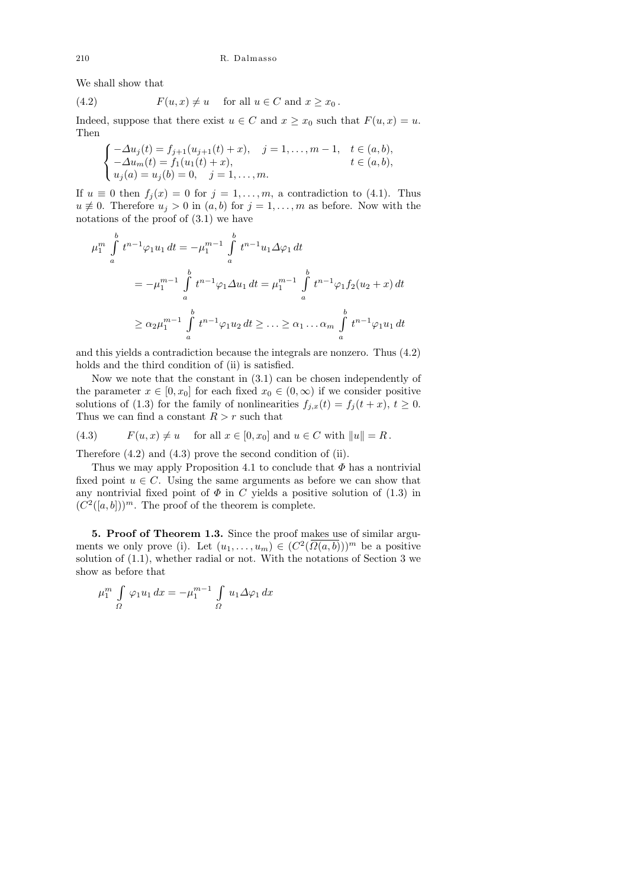We shall show that

$$F(u,x) \neq u \quad \text{for all } u \in C \text{ and } x \geq x_0\,. \tag{4.2}$$

Indeed, suppose that there exist $u \in C$ and $x \geq x_0$ such that $F(u,x) = u$. Then

$$\begin{cases} -\Delta u_j(t) = f_{j+1}(u_{j+1}(t) + x), \quad j = 1, \ldots, m-1, & t \in (a,b), \\ -\Delta u_m(t) = f_1(u_1(t) + x), & t \in (a,b), \\ u_j(a) = u_j(b) = 0, \quad j = 1, \ldots, m. \end{cases}$$

If $u \equiv 0$ then $f_j(x) = 0$ for $j = 1, \ldots, m$, a contradiction to (4.1). Thus $u \not\equiv 0$. Therefore $u_j > 0$ in $(a,b)$ for $j = 1, \ldots, m$ as before. Now with the notations of the proof of (3.1) we have

$$\begin{aligned}
\mu_1^m \int_a^b t^{n-1}\varphi_1 u_1\, dt &= -\mu_1^{m-1} \int_a^b t^{n-1} u_1 \Delta\varphi_1\, dt \\
&= -\mu_1^{m-1} \int_a^b t^{n-1}\varphi_1 \Delta u_1\, dt = \mu_1^{m-1} \int_a^b t^{n-1}\varphi_1 f_2(u_2 + x)\, dt \\
&\geq \alpha_2 \mu_1^{m-1} \int_a^b t^{n-1}\varphi_1 u_2\, dt \geq \ldots \geq \alpha_1 \ldots \alpha_m \int_a^b t^{n-1}\varphi_1 u_1\, dt
\end{aligned}$$

and this yields a contradiction because the integrals are nonzero. Thus (4.2) holds and the third condition of (ii) is satisfied.

Now we note that the constant in (3.1) can be chosen independently of the parameter $x \in [0, x_0]$ for each fixed $x_0 \in (0, \infty)$ if we consider positive solutions of (1.3) for the family of nonlinearities $f_{j,x}(t) = f_j(t + x)$, $t \geq 0$. Thus we can find a constant $R > r$ such that

$$F(u,x) \neq u \quad \text{for all } x \in [0, x_0] \text{ and } u \in C \text{ with } \|u\| = R\,. \tag{4.3}$$

Therefore (4.2) and (4.3) prove the second condition of (ii).

Thus we may apply Proposition 4.1 to conclude that $\Phi$ has a nontrivial fixed point $u \in C$. Using the same arguments as before we can show that any nontrivial fixed point of $\Phi$ in $C$ yields a positive solution of (1.3) in $(C^2([a,b]))^m$. The proof of the theorem is complete.

**5. Proof of Theorem 1.3.** Since the proof makes use of similar arguments we only prove (i). Let $(u_1, \ldots, u_m) \in (C^2(\overline{\Omega(a,b)}))^m$ be a positive solution of (1.1), whether radial or not. With the notations of Section 3 we show as before that

$$\mu_1^m \int_\Omega \varphi_1 u_1\, dx = -\mu_1^{m-1} \int_\Omega u_1 \Delta\varphi_1\, dx$$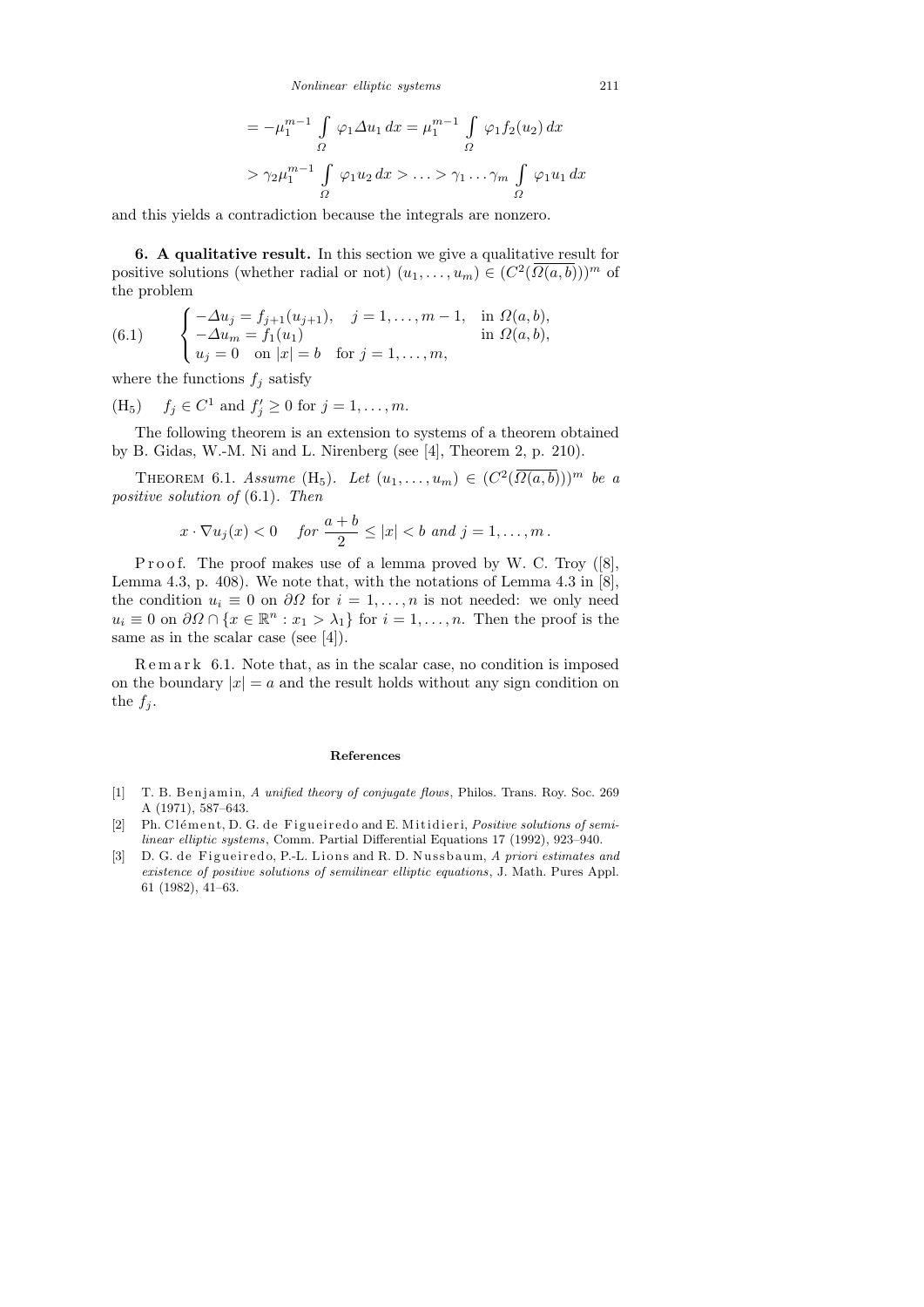$$= -\mu_1^{m-1} \int_\Omega \varphi_1 \Delta u_1 \, dx = \mu_1^{m-1} \int_\Omega \varphi_1 f_2(u_2) \, dx$$

$$> \gamma_2 \mu_1^{m-1} \int_\Omega \varphi_1 u_2 \, dx > \ldots > \gamma_1 \ldots \gamma_m \int_\Omega \varphi_1 u_1 \, dx$$

and this yields a contradiction because the integrals are nonzero.

**6. A qualitative result.** In this section we give a qualitative result for positive solutions (whether radial or not) $(u_1, \ldots, u_m) \in (C^2(\overline{\Omega(a,b)}))^m$ of the problem

$$\text{(6.1)} \qquad \begin{cases} -\Delta u_j = f_{j+1}(u_{j+1}), \quad j = 1, \ldots, m-1, & \text{in } \Omega(a,b), \\ -\Delta u_m = f_1(u_1) & \text{in } \Omega(a,b), \\ u_j = 0 \quad \text{on } |x| = b \quad \text{for } j = 1, \ldots, m, & \end{cases}$$

where the functions $f_j$ satisfy

(H$_5$) $\quad f_j \in C^1$ and $f_j' \geq 0$ for $j = 1, \ldots, m$.

The following theorem is an extension to systems of a theorem obtained by B. Gidas, W.-M. Ni and L. Nirenberg (see [4], Theorem 2, p. 210).

Theorem 6.1. *Assume* (H$_5$). *Let* $(u_1, \ldots, u_m) \in (C^2(\overline{\Omega(a,b)}))^m$ *be a positive solution of* (6.1). *Then*

$$x \cdot \nabla u_j(x) < 0 \quad \textit{for } \frac{a+b}{2} \leq |x| < b \textit{ and } j = 1, \ldots, m\,.$$

Proof. The proof makes use of a lemma proved by W. C. Troy ([8], Lemma 4.3, p. 408). We note that, with the notations of Lemma 4.3 in [8], the condition $u_i \equiv 0$ on $\partial\Omega$ for $i = 1, \ldots, n$ is not needed: we only need $u_i \equiv 0$ on $\partial\Omega \cap \{x \in \mathbb{R}^n : x_1 > \lambda_1\}$ for $i = 1, \ldots, n$. Then the proof is the same as in the scalar case (see [4]).

Remark 6.1. Note that, as in the scalar case, no condition is imposed on the boundary $|x| = a$ and the result holds without any sign condition on the $f_j$.

## References

[1] T. B. Benjamin, *A unified theory of conjugate flows*, Philos. Trans. Roy. Soc. 269 A (1971), 587–643.

[2] Ph. Clément, D. G. de Figueiredo and E. Mitidieri, *Positive solutions of semilinear elliptic systems*, Comm. Partial Differential Equations 17 (1992), 923–940.

[3] D. G. de Figueiredo, P.-L. Lions and R. D. Nussbaum, *A priori estimates and existence of positive solutions of semilinear elliptic equations*, J. Math. Pures Appl. 61 (1982), 41–63.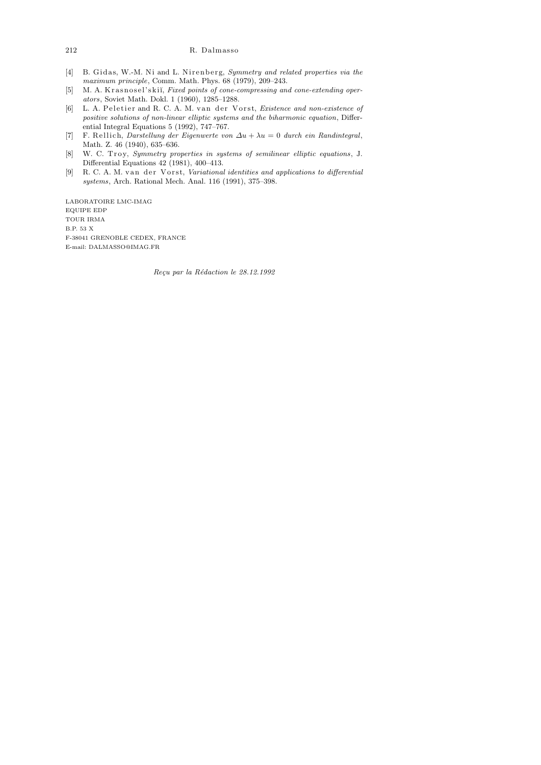[4] B. Gidas, W.-M. Ni and L. Nirenberg, *Symmetry and related properties via the maximum principle*, Comm. Math. Phys. 68 (1979), 209–243.

[5] M. A. Krasnosel'skiĭ, *Fixed points of cone-compressing and cone-extending operators*, Soviet Math. Dokl. 1 (1960), 1285–1288.

[6] L. A. Peletier and R. C. A. M. van der Vorst, *Existence and non-existence of positive solutions of non-linear elliptic systems and the biharmonic equation*, Differential Integral Equations 5 (1992), 747–767.

[7] F. Rellich, *Darstellung der Eigenwerte von $\Delta u + \lambda u = 0$ durch ein Randintegral*, Math. Z. 46 (1940), 635–636.

[8] W. C. Troy, *Symmetry properties in systems of semilinear elliptic equations*, J. Differential Equations 42 (1981), 400–413.

[9] R. C. A. M. van der Vorst, *Variational identities and applications to differential systems*, Arch. Rational Mech. Anal. 116 (1991), 375–398.

LABORATOIRE LMC-IMAG
EQUIPE EDP
TOUR IRMA
B.P. 53 X
F-38041 GRENOBLE CEDEX, FRANCE
E-mail: DALMASSO@IMAG.FR

*Reçu par la Rédaction le 28.12.1992*